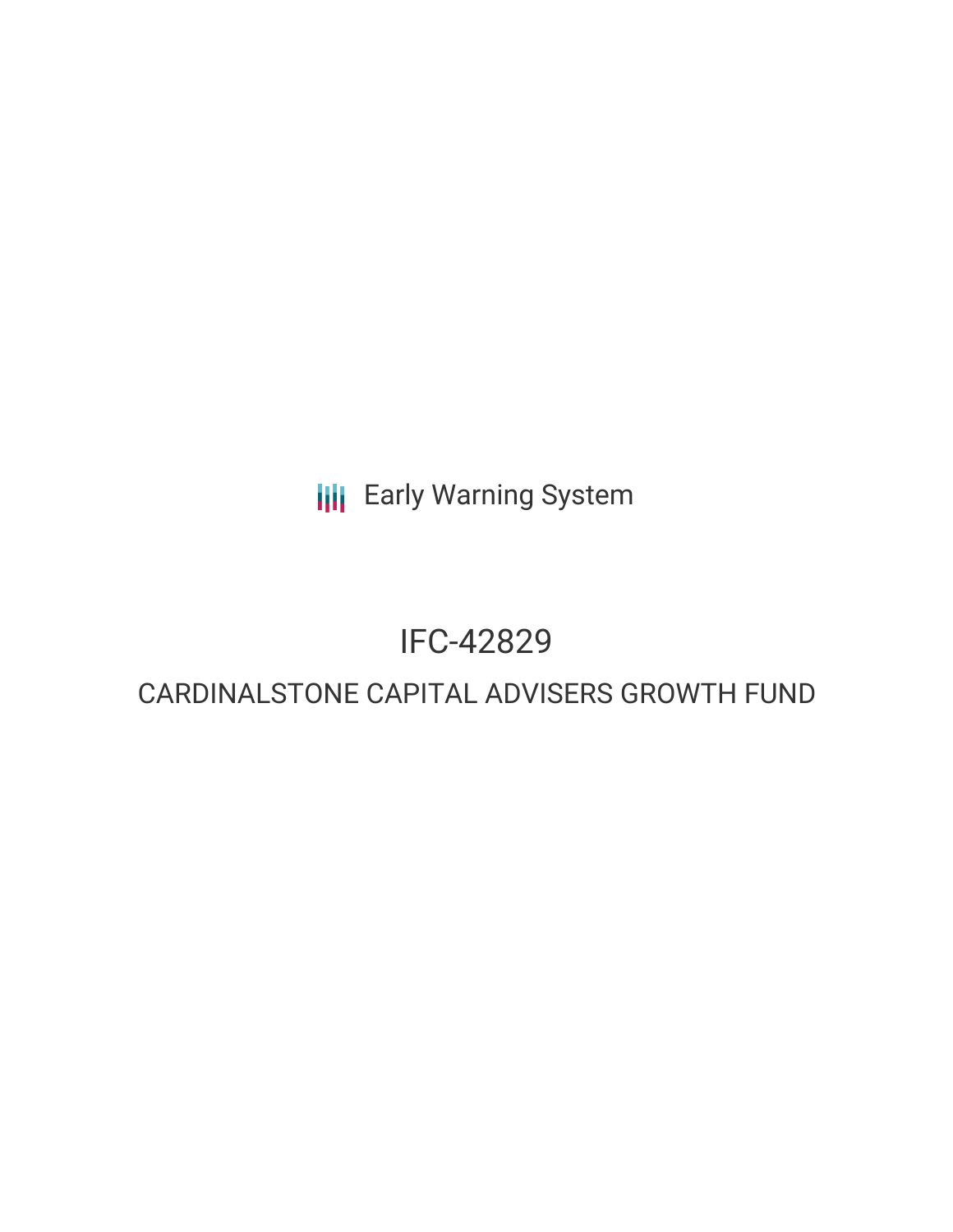Early Warning System

# IFC-42829

## CARDINALSTONE CAPITAL ADVISERS GROWTH FUND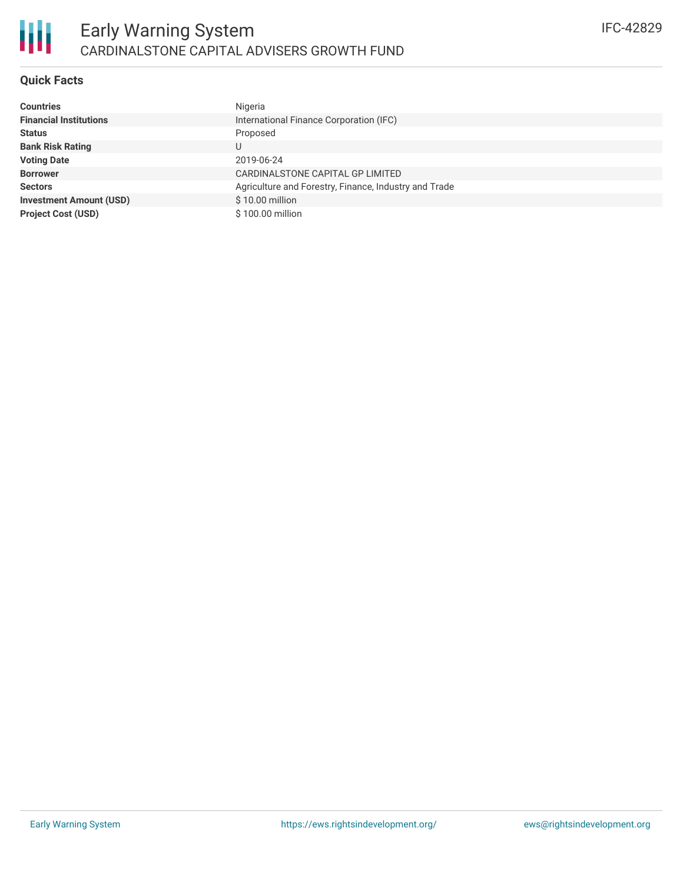# Early Warning System

## CARDINALSTONE CAPITAL ADVISERS GROWTH FUND

IFC-42829

### Quick Facts

| | |
|---|---|
| **Countries** | Nigeria |
| **Financial Institutions** | International Finance Corporation (IFC) |
| **Status** | Proposed |
| **Bank Risk Rating** | U |
| **Voting Date** | 2019-06-24 |
| **Borrower** | CARDINALSTONE CAPITAL GP LIMITED |
| **Sectors** | Agriculture and Forestry, Finance, Industry and Trade |
| **Investment Amount (USD)** | $ 10.00 million |
| **Project Cost (USD)** | $ 100.00 million |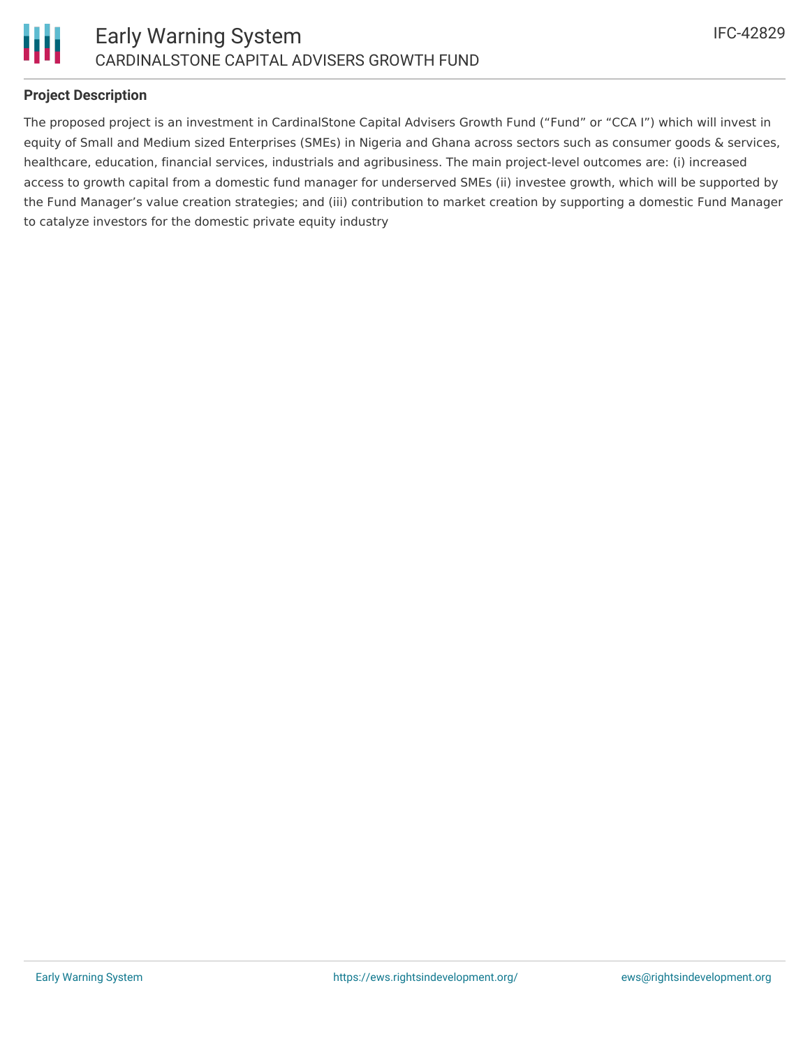## Project Description

The proposed project is an investment in CardinalStone Capital Advisers Growth Fund ("Fund" or "CCA I") which will invest in equity of Small and Medium sized Enterprises (SMEs) in Nigeria and Ghana across sectors such as consumer goods & services, healthcare, education, financial services, industrials and agribusiness. The main project-level outcomes are: (i) increased access to growth capital from a domestic fund manager for underserved SMEs (ii) investee growth, which will be supported by the Fund Manager's value creation strategies; and (iii) contribution to market creation by supporting a domestic Fund Manager to catalyze investors for the domestic private equity industry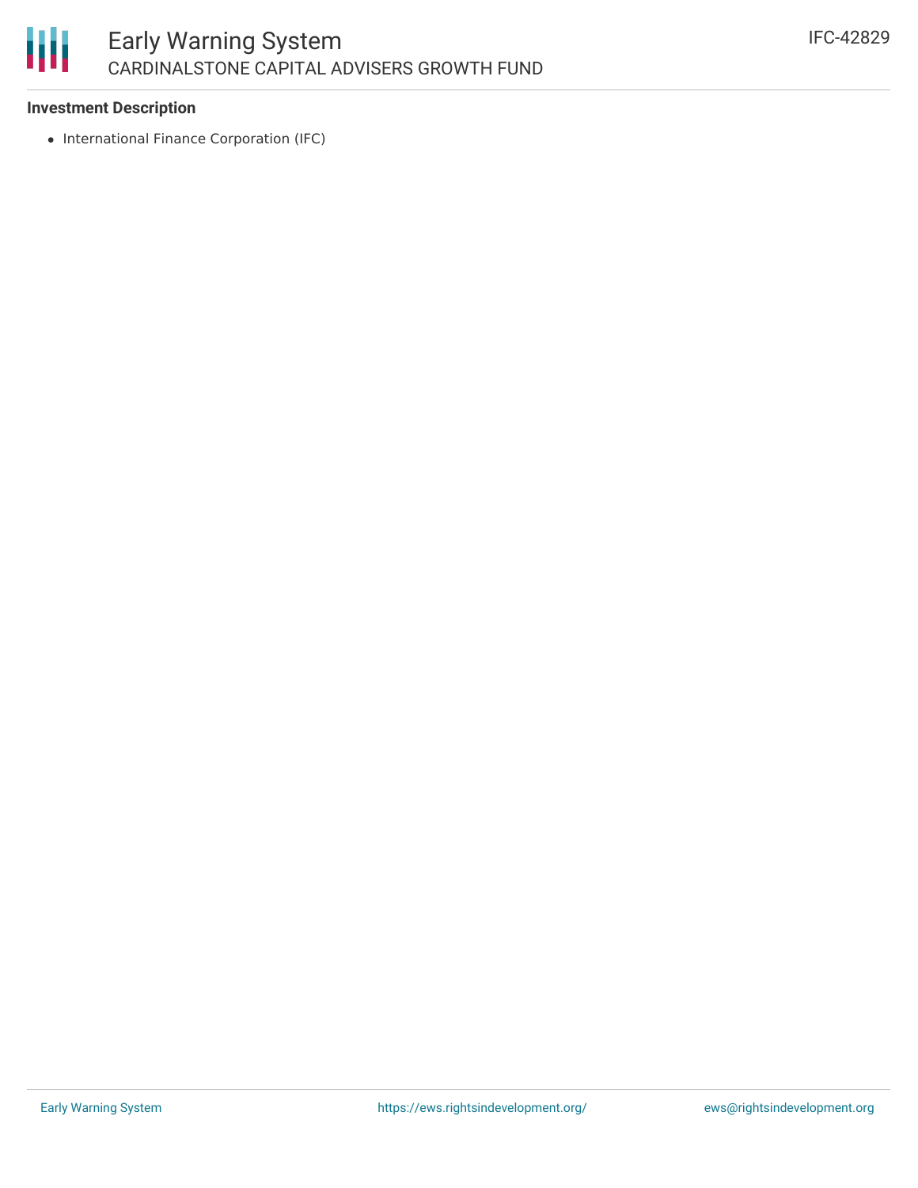### Investment Description

- International Finance Corporation (IFC)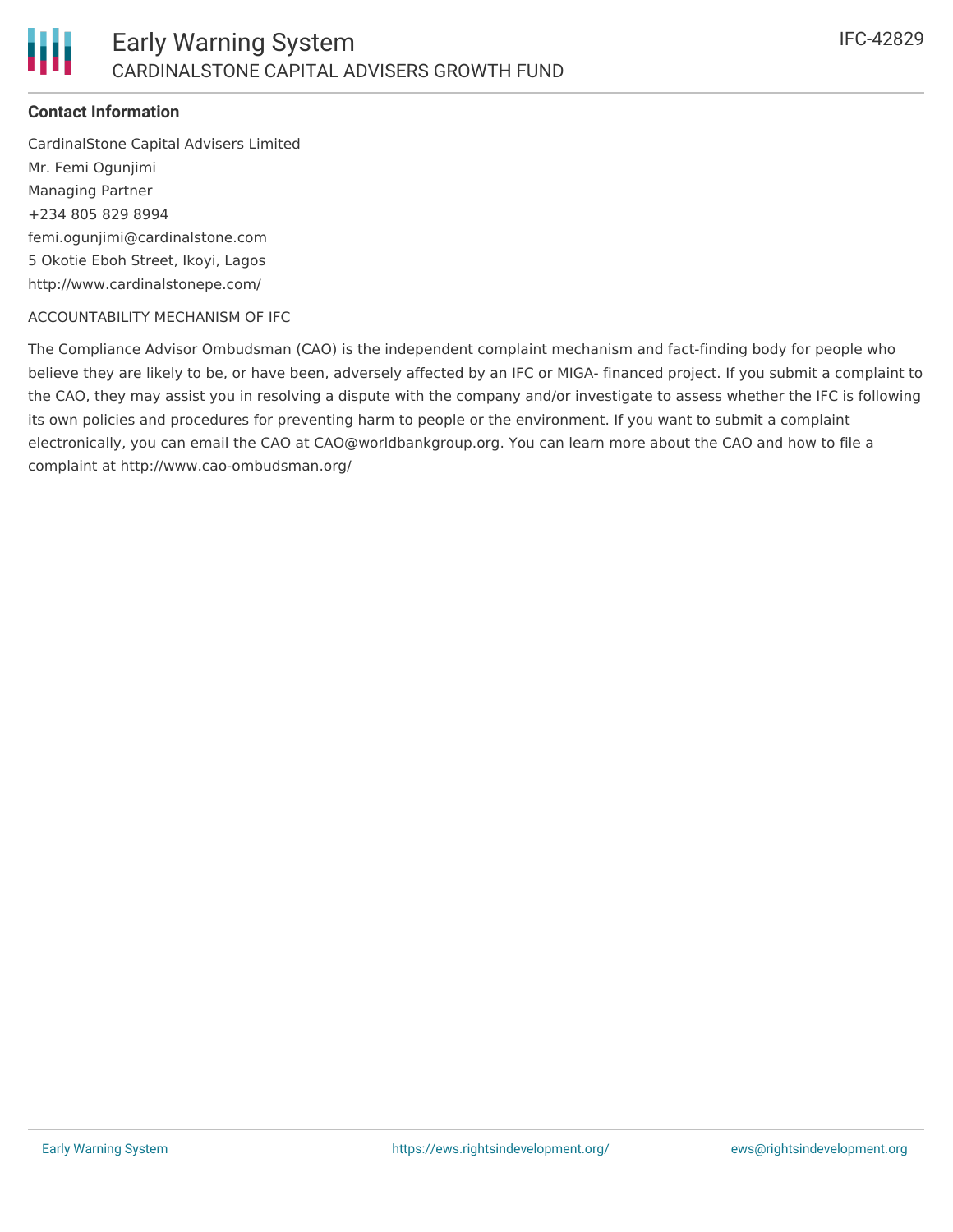### Contact Information

CardinalStone Capital Advisers Limited
Mr. Femi Ogunjimi
Managing Partner
+234 805 829 8994
femi.ogunjimi@cardinalstone.com
5 Okotie Eboh Street, Ikoyi, Lagos
http://www.cardinalstonepe.com/

ACCOUNTABILITY MECHANISM OF IFC

The Compliance Advisor Ombudsman (CAO) is the independent complaint mechanism and fact-finding body for people who believe they are likely to be, or have been, adversely affected by an IFC or MIGA- financed project. If you submit a complaint to the CAO, they may assist you in resolving a dispute with the company and/or investigate to assess whether the IFC is following its own policies and procedures for preventing harm to people or the environment. If you want to submit a complaint electronically, you can email the CAO at CAO@worldbankgroup.org. You can learn more about the CAO and how to file a complaint at http://www.cao-ombudsman.org/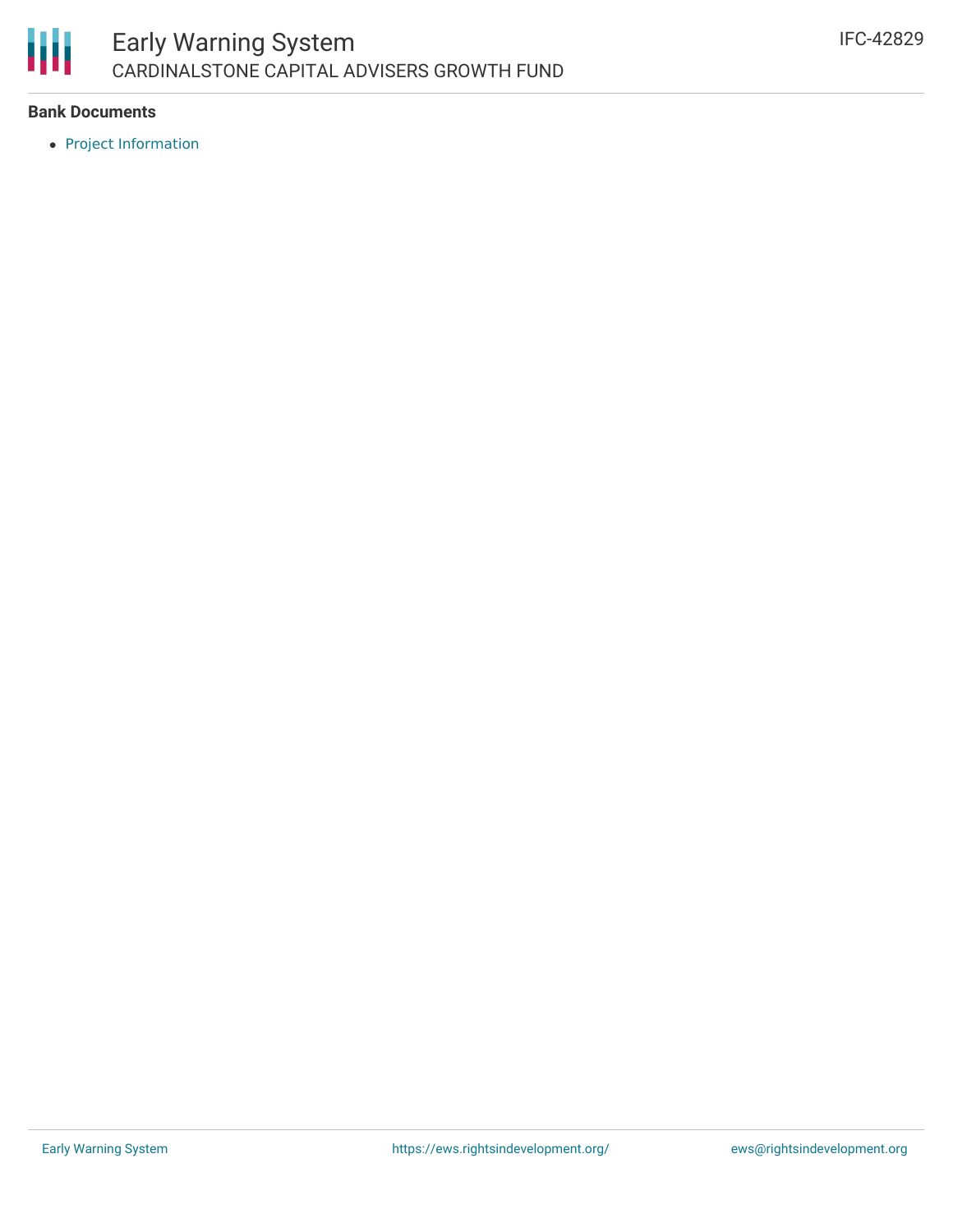**Bank Documents**

- Project Information